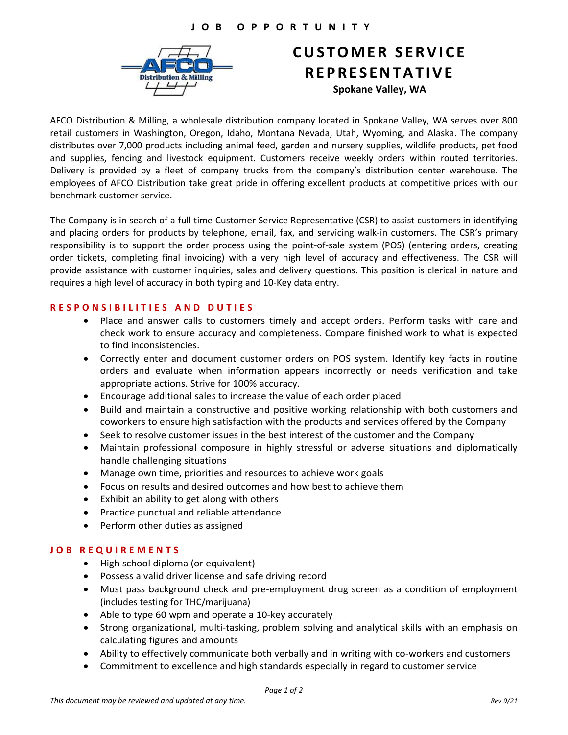JOB OPPORTUNITY

# CUSTOMER SERVICE REPRESENTATIVE

**Spokane Valley, WA**

AFCO Distribution & Milling, a wholesale distribution company located in Spokane Valley, WA serves over 800 retail customers in Washington, Oregon, Idaho, Montana Nevada, Utah, Wyoming, and Alaska. The company distributes over 7,000 products including animal feed, garden and nursery supplies, wildlife products, pet food and supplies, fencing and livestock equipment. Customers receive weekly orders within routed territories. Delivery is provided by a fleet of company trucks from the company's distribution center warehouse. The employees of AFCO Distribution take great pride in offering excellent products at competitive prices with our benchmark customer service.

The Company is in search of a full time Customer Service Representative (CSR) to assist customers in identifying and placing orders for products by telephone, email, fax, and servicing walk-in customers. The CSR's primary responsibility is to support the order process using the point-of-sale system (POS) (entering orders, creating order tickets, completing final invoicing) with a very high level of accuracy and effectiveness. The CSR will provide assistance with customer inquiries, sales and delivery questions. This position is clerical in nature and requires a high level of accuracy in both typing and 10-Key data entry.

## RESPONSIBILITIES AND DUTIES

- Place and answer calls to customers timely and accept orders. Perform tasks with care and check work to ensure accuracy and completeness. Compare finished work to what is expected to find inconsistencies.
- Correctly enter and document customer orders on POS system. Identify key facts in routine orders and evaluate when information appears incorrectly or needs verification and take appropriate actions. Strive for 100% accuracy.
- Encourage additional sales to increase the value of each order placed
- Build and maintain a constructive and positive working relationship with both customers and coworkers to ensure high satisfaction with the products and services offered by the Company
- Seek to resolve customer issues in the best interest of the customer and the Company
- Maintain professional composure in highly stressful or adverse situations and diplomatically handle challenging situations
- Manage own time, priorities and resources to achieve work goals
- Focus on results and desired outcomes and how best to achieve them
- Exhibit an ability to get along with others
- Practice punctual and reliable attendance
- Perform other duties as assigned

## JOB REQUIREMENTS

- High school diploma (or equivalent)
- Possess a valid driver license and safe driving record
- Must pass background check and pre-employment drug screen as a condition of employment (includes testing for THC/marijuana)
- Able to type 60 wpm and operate a 10-key accurately
- Strong organizational, multi-tasking, problem solving and analytical skills with an emphasis on calculating figures and amounts
- Ability to effectively communicate both verbally and in writing with co-workers and customers
- Commitment to excellence and high standards especially in regard to customer service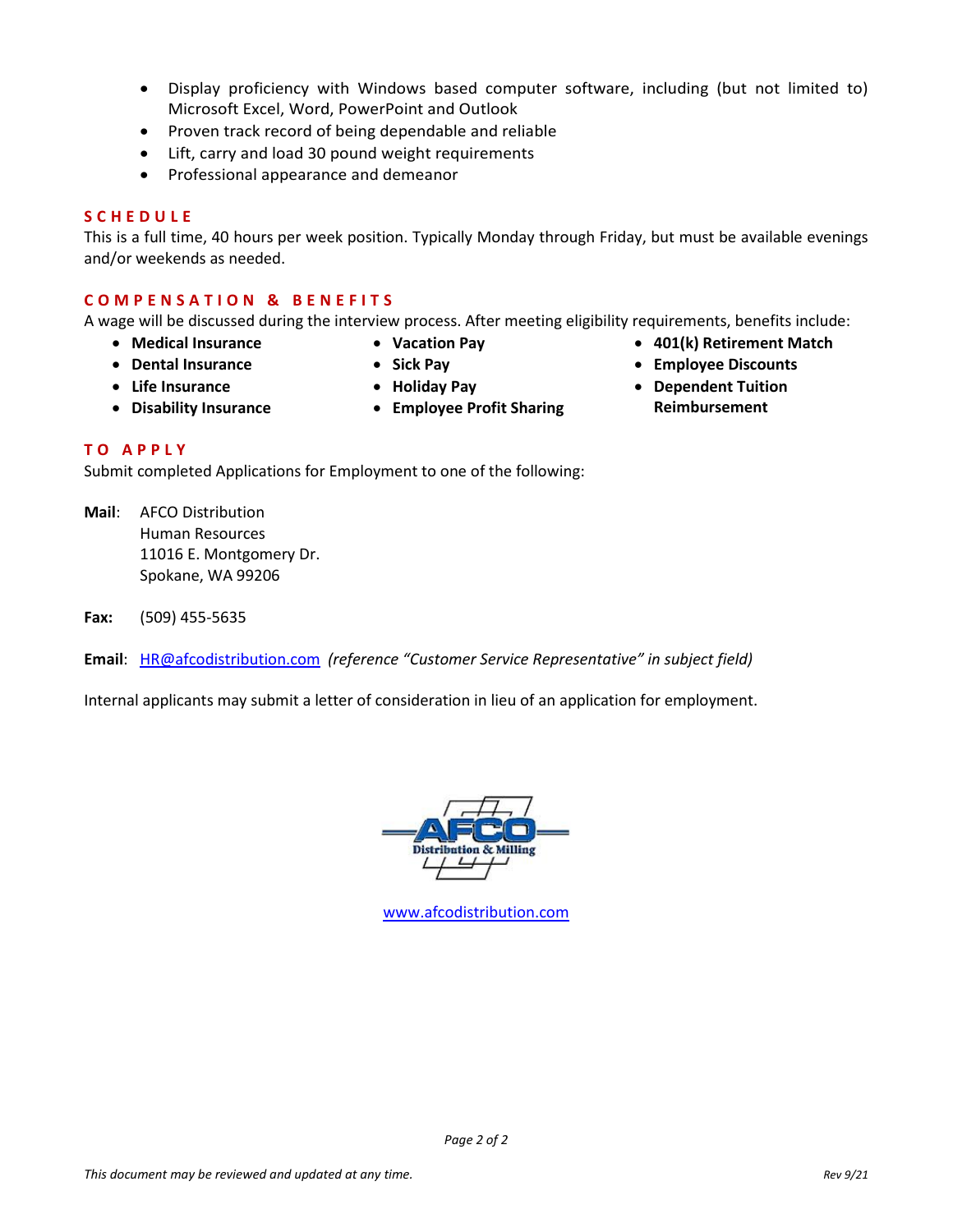- Display proficiency with Windows based computer software, including (but not limited to) Microsoft Excel, Word, PowerPoint and Outlook
- Proven track record of being dependable and reliable
- Lift, carry and load 30 pound weight requirements
- Professional appearance and demeanor

## SCHEDULE

This is a full time, 40 hours per week position. Typically Monday through Friday, but must be available evenings and/or weekends as needed.

## COMPENSATION & BENEFITS

A wage will be discussed during the interview process. After meeting eligibility requirements, benefits include:

- **Medical Insurance**
- **Dental Insurance**
- **Life Insurance**
- **Disability Insurance**
- **Vacation Pay**
- **Sick Pay**
- **Holiday Pay**
- **Employee Profit Sharing**
- **401(k) Retirement Match**
- **Employee Discounts**
- **Dependent Tuition Reimbursement**

## TO APPLY

Submit completed Applications for Employment to one of the following:

**Mail**: AFCO Distribution
Human Resources
11016 E. Montgomery Dr.
Spokane, WA 99206

**Fax:** (509) 455-5635

**Email**: HR@afcodistribution.com *(reference "Customer Service Representative" in subject field)*

Internal applicants may submit a letter of consideration in lieu of an application for employment.

AFCO Distribution & Milling

www.afcodistribution.com

*This document may be reviewed and updated at any time.* *Rev 9/21*